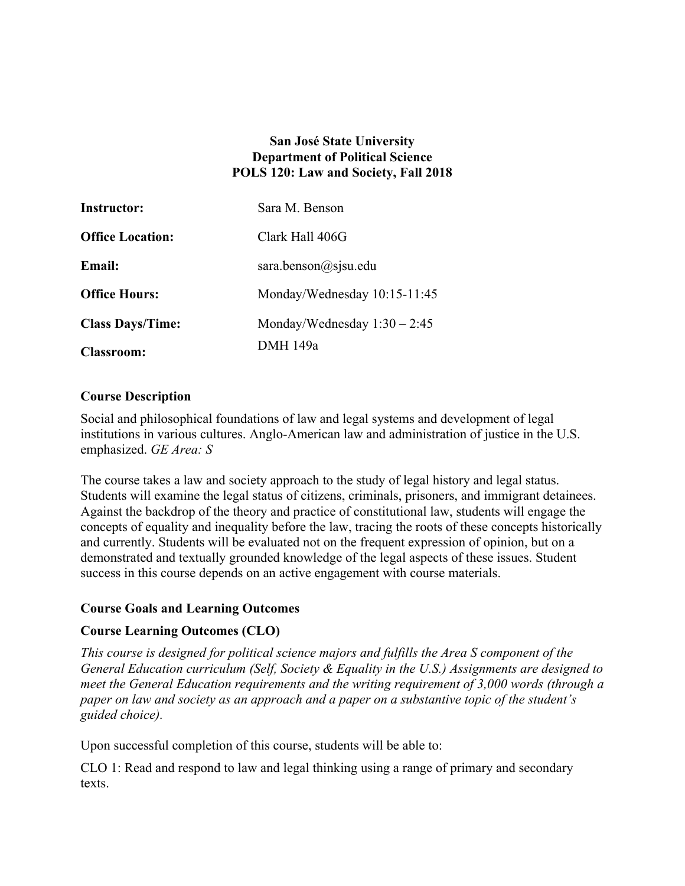**San José State University**
**Department of Political Science**
**POLS 120: Law and Society, Fall 2018**

| | |
|---|---|
| **Instructor:** | Sara M. Benson |
| **Office Location:** | Clark Hall 406G |
| **Email:** | sara.benson@sjsu.edu |
| **Office Hours:** | Monday/Wednesday 10:15-11:45 |
| **Class Days/Time:** | Monday/Wednesday 1:30 – 2:45 |
| **Classroom:** | DMH 149a |

## Course Description

Social and philosophical foundations of law and legal systems and development of legal institutions in various cultures. Anglo-American law and administration of justice in the U.S. emphasized. *GE Area: S*

The course takes a law and society approach to the study of legal history and legal status. Students will examine the legal status of citizens, criminals, prisoners, and immigrant detainees. Against the backdrop of the theory and practice of constitutional law, students will engage the concepts of equality and inequality before the law, tracing the roots of these concepts historically and currently. Students will be evaluated not on the frequent expression of opinion, but on a demonstrated and textually grounded knowledge of the legal aspects of these issues. Student success in this course depends on an active engagement with course materials.

## Course Goals and Learning Outcomes

### Course Learning Outcomes (CLO)

*This course is designed for political science majors and fulfills the Area S component of the General Education curriculum (Self, Society & Equality in the U.S.) Assignments are designed to meet the General Education requirements and the writing requirement of 3,000 words (through a paper on law and society as an approach and a paper on a substantive topic of the student's guided choice).*

Upon successful completion of this course, students will be able to:

CLO 1: Read and respond to law and legal thinking using a range of primary and secondary texts.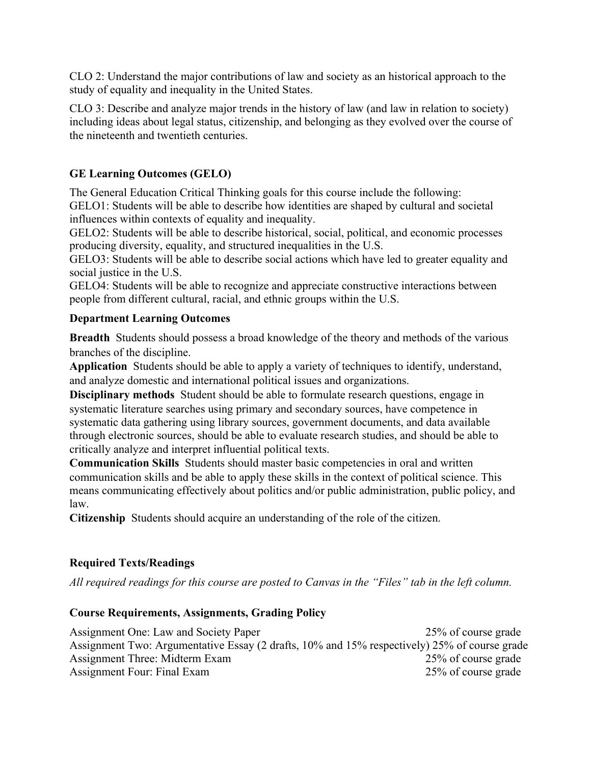CLO 2: Understand the major contributions of law and society as an historical approach to the study of equality and inequality in the United States.

CLO 3: Describe and analyze major trends in the history of law (and law in relation to society) including ideas about legal status, citizenship, and belonging as they evolved over the course of the nineteenth and twentieth centuries.

### GE Learning Outcomes (GELO)

The General Education Critical Thinking goals for this course include the following:
GELO1: Students will be able to describe how identities are shaped by cultural and societal influences within contexts of equality and inequality.
GELO2: Students will be able to describe historical, social, political, and economic processes producing diversity, equality, and structured inequalities in the U.S.
GELO3: Students will be able to describe social actions which have led to greater equality and social justice in the U.S.
GELO4: Students will be able to recognize and appreciate constructive interactions between people from different cultural, racial, and ethnic groups within the U.S.

### Department Learning Outcomes

**Breadth** Students should possess a broad knowledge of the theory and methods of the various branches of the discipline.
**Application** Students should be able to apply a variety of techniques to identify, understand, and analyze domestic and international political issues and organizations.
**Disciplinary methods** Student should be able to formulate research questions, engage in systematic literature searches using primary and secondary sources, have competence in systematic data gathering using library sources, government documents, and data available through electronic sources, should be able to evaluate research studies, and should be able to critically analyze and interpret influential political texts.
**Communication Skills** Students should master basic competencies in oral and written communication skills and be able to apply these skills in the context of political science. This means communicating effectively about politics and/or public administration, public policy, and law.
**Citizenship** Students should acquire an understanding of the role of the citizen.

### Required Texts/Readings

*All required readings for this course are posted to Canvas in the "Files" tab in the left column.*

### Course Requirements, Assignments, Grading Policy

| Assignment | Weight |
|---|---|
| Assignment One: Law and Society Paper | 25% of course grade |
| Assignment Two: Argumentative Essay (2 drafts, 10% and 15% respectively) | 25% of course grade |
| Assignment Three: Midterm Exam | 25% of course grade |
| Assignment Four: Final Exam | 25% of course grade |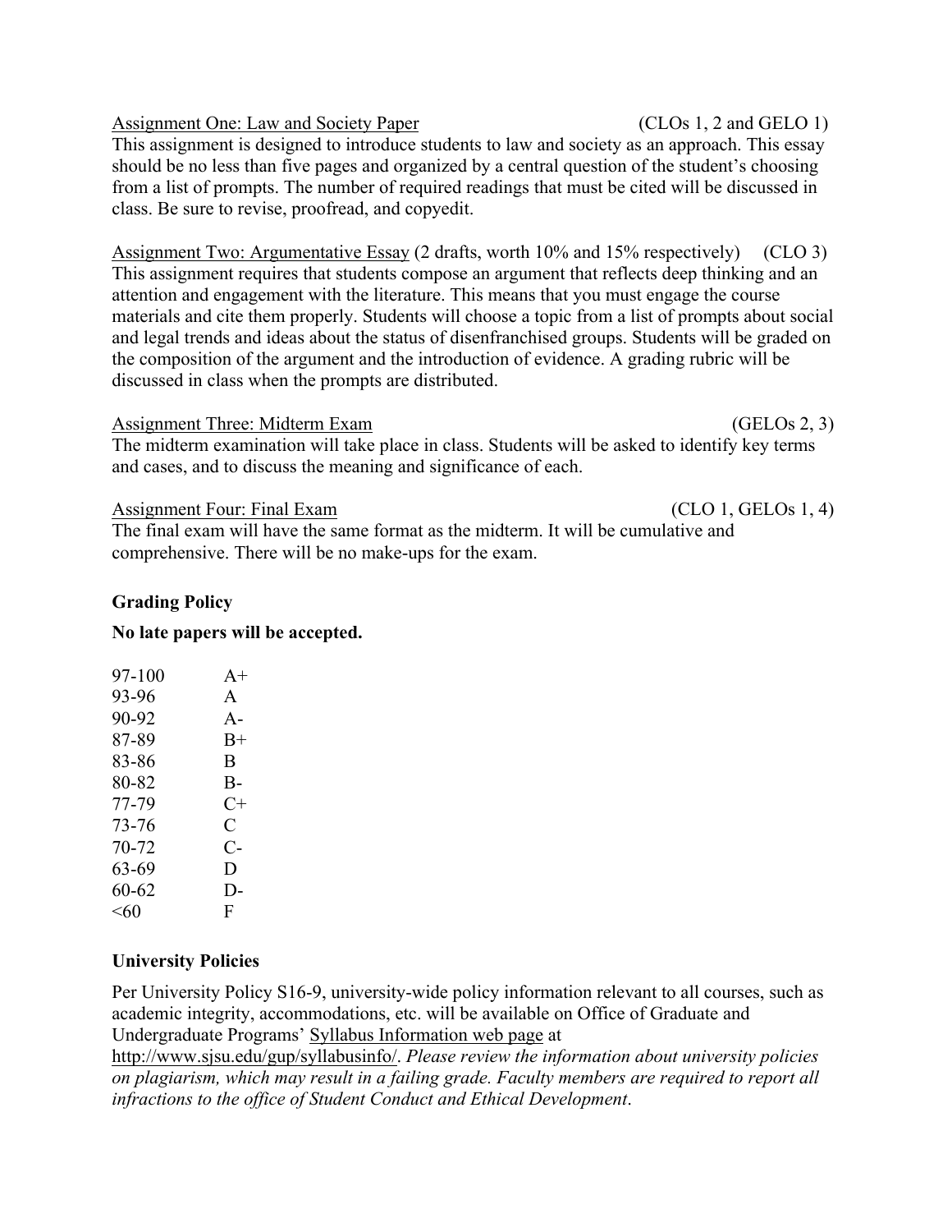<u>Assignment One: Law and Society Paper</u> (CLOs 1, 2 and GELO 1)
This assignment is designed to introduce students to law and society as an approach. This essay should be no less than five pages and organized by a central question of the student's choosing from a list of prompts. The number of required readings that must be cited will be discussed in class. Be sure to revise, proofread, and copyedit.

<u>Assignment Two: Argumentative Essay</u> (2 drafts, worth 10% and 15% respectively) (CLO 3)
This assignment requires that students compose an argument that reflects deep thinking and an attention and engagement with the literature. This means that you must engage the course materials and cite them properly. Students will choose a topic from a list of prompts about social and legal trends and ideas about the status of disenfranchised groups. Students will be graded on the composition of the argument and the introduction of evidence. A grading rubric will be discussed in class when the prompts are distributed.

<u>Assignment Three: Midterm Exam</u> (GELOs 2, 3)
The midterm examination will take place in class. Students will be asked to identify key terms and cases, and to discuss the meaning and significance of each.

<u>Assignment Four: Final Exam</u> (CLO 1, GELOs 1, 4)
The final exam will have the same format as the midterm. It will be cumulative and comprehensive. There will be no make-ups for the exam.

**Grading Policy**

**No late papers will be accepted.**

| Score | Grade |
|---|---|
| 97-100 | A+ |
| 93-96 | A |
| 90-92 | A- |
| 87-89 | B+ |
| 83-86 | B |
| 80-82 | B- |
| 77-79 | C+ |
| 73-76 | C |
| 70-72 | C- |
| 63-69 | D |
| 60-62 | D- |
| <60 | F |

**University Policies**

Per University Policy S16-9, university-wide policy information relevant to all courses, such as academic integrity, accommodations, etc. will be available on Office of Graduate and Undergraduate Programs' <u>Syllabus Information web page</u> at <u>http://www.sjsu.edu/gup/syllabusinfo/</u>. *Please review the information about university policies on plagiarism, which may result in a failing grade. Faculty members are required to report all infractions to the office of Student Conduct and Ethical Development*.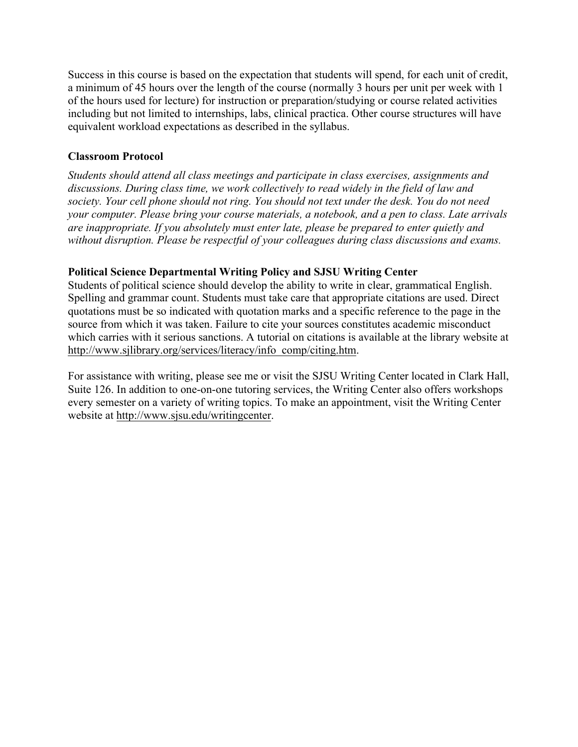Success in this course is based on the expectation that students will spend, for each unit of credit, a minimum of 45 hours over the length of the course (normally 3 hours per unit per week with 1 of the hours used for lecture) for instruction or preparation/studying or course related activities including but not limited to internships, labs, clinical practica. Other course structures will have equivalent workload expectations as described in the syllabus.

### Classroom Protocol

*Students should attend all class meetings and participate in class exercises, assignments and discussions. During class time, we work collectively to read widely in the field of law and society. Your cell phone should not ring. You should not text under the desk. You do not need your computer. Please bring your course materials, a notebook, and a pen to class. Late arrivals are inappropriate. If you absolutely must enter late, please be prepared to enter quietly and without disruption. Please be respectful of your colleagues during class discussions and exams.*

### Political Science Departmental Writing Policy and SJSU Writing Center

Students of political science should develop the ability to write in clear, grammatical English. Spelling and grammar count. Students must take care that appropriate citations are used. Direct quotations must be so indicated with quotation marks and a specific reference to the page in the source from which it was taken. Failure to cite your sources constitutes academic misconduct which carries with it serious sanctions. A tutorial on citations is available at the library website at http://www.sjlibrary.org/services/literacy/info_comp/citing.htm.

For assistance with writing, please see me or visit the SJSU Writing Center located in Clark Hall, Suite 126. In addition to one-on-one tutoring services, the Writing Center also offers workshops every semester on a variety of writing topics. To make an appointment, visit the Writing Center website at http://www.sjsu.edu/writingcenter.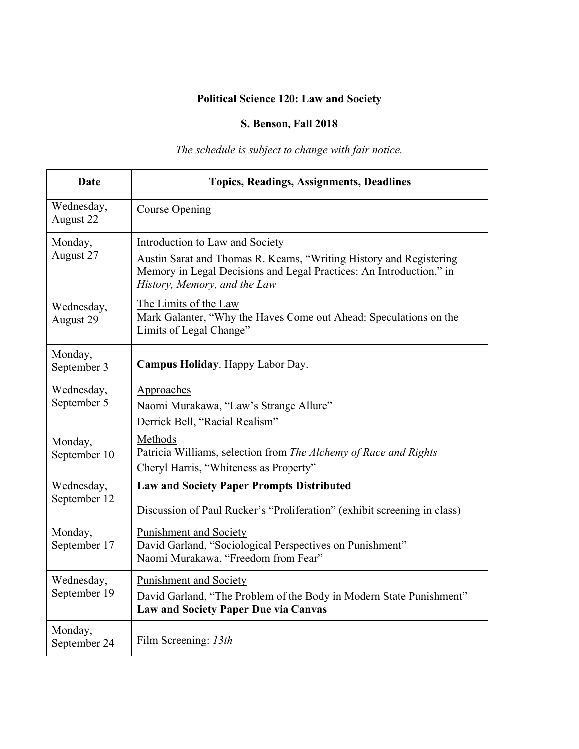**Political Science 120: Law and Society**

**S. Benson, Fall 2018**

*The schedule is subject to change with fair notice.*

| Date | Topics, Readings, Assignments, Deadlines |
|---|---|
| Wednesday, August 22 | Course Opening |
| Monday, August 27 | Introduction to Law and Society<br>Austin Sarat and Thomas R. Kearns, "Writing History and Registering Memory in Legal Decisions and Legal Practices: An Introduction," in *History, Memory, and the Law* |
| Wednesday, August 29 | The Limits of the Law<br>Mark Galanter, "Why the Haves Come out Ahead: Speculations on the Limits of Legal Change" |
| Monday, September 3 | **Campus Holiday**. Happy Labor Day. |
| Wednesday, September 5 | Approaches<br>Naomi Murakawa, "Law's Strange Allure"<br>Derrick Bell, "Racial Realism" |
| Monday, September 10 | Methods<br>Patricia Williams, selection from *The Alchemy of Race and Rights*<br>Cheryl Harris, "Whiteness as Property" |
| Wednesday, September 12 | **Law and Society Paper Prompts Distributed**<br>Discussion of Paul Rucker's "Proliferation" (exhibit screening in class) |
| Monday, September 17 | Punishment and Society<br>David Garland, "Sociological Perspectives on Punishment"<br>Naomi Murakawa, "Freedom from Fear" |
| Wednesday, September 19 | Punishment and Society<br>David Garland, "The Problem of the Body in Modern State Punishment"<br>**Law and Society Paper Due via Canvas** |
| Monday, September 24 | Film Screening: *13th* |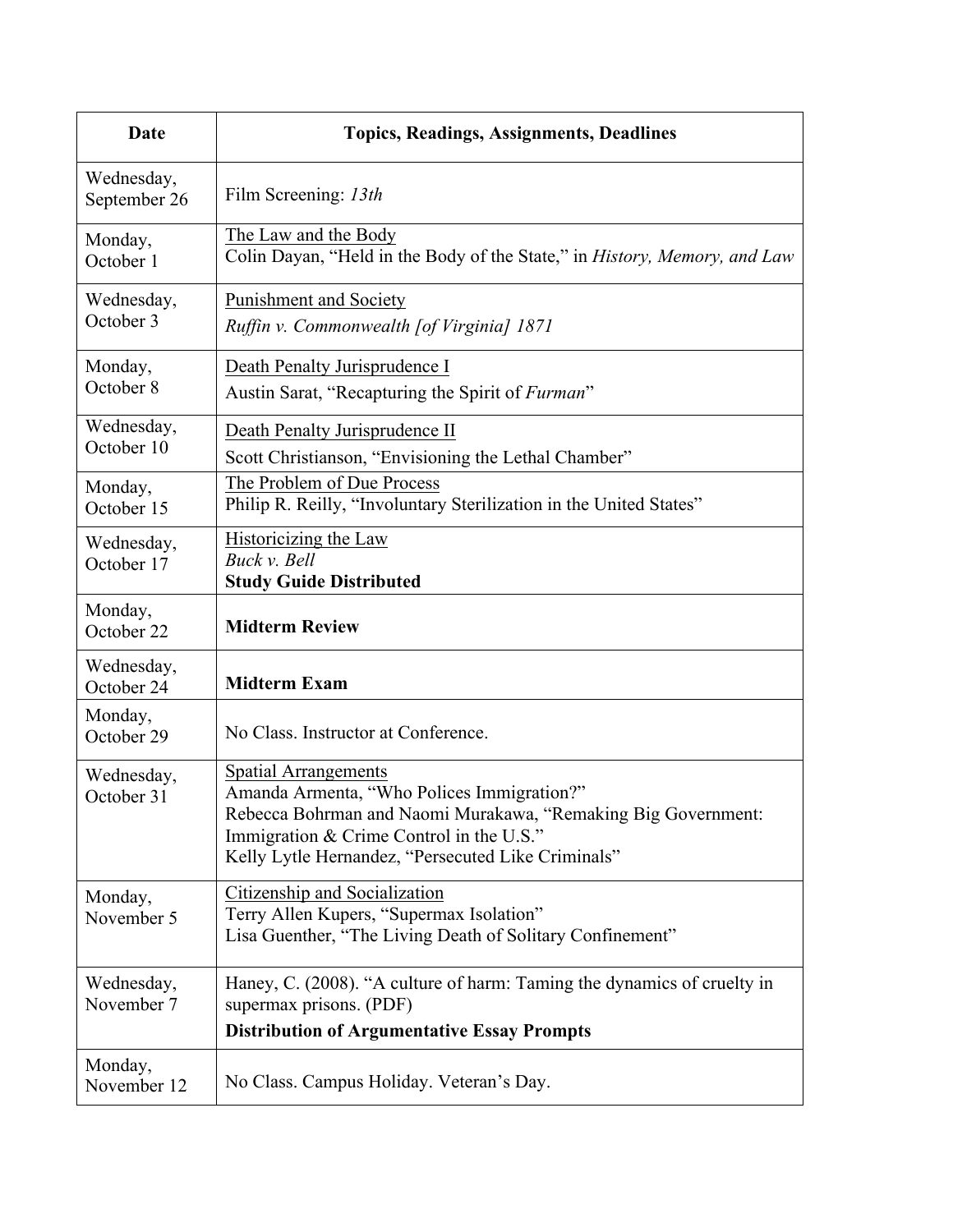| Date | Topics, Readings, Assignments, Deadlines |
| --- | --- |
| Wednesday, September 26 | Film Screening: *13th* |
| Monday, October 1 | The Law and the Body<br>Colin Dayan, "Held in the Body of the State," in *History, Memory, and Law* |
| Wednesday, October 3 | Punishment and Society<br>*Ruffin v. Commonwealth [of Virginia] 1871* |
| Monday, October 8 | Death Penalty Jurisprudence I<br>Austin Sarat, "Recapturing the Spirit of *Furman*" |
| Wednesday, October 10 | Death Penalty Jurisprudence II<br>Scott Christianson, "Envisioning the Lethal Chamber" |
| Monday, October 15 | The Problem of Due Process<br>Philip R. Reilly, "Involuntary Sterilization in the United States" |
| Wednesday, October 17 | Historicizing the Law<br>*Buck v. Bell*<br>**Study Guide Distributed** |
| Monday, October 22 | **Midterm Review** |
| Wednesday, October 24 | **Midterm Exam** |
| Monday, October 29 | No Class. Instructor at Conference. |
| Wednesday, October 31 | Spatial Arrangements<br>Amanda Armenta, "Who Polices Immigration?"<br>Rebecca Bohrman and Naomi Murakawa, "Remaking Big Government: Immigration & Crime Control in the U.S."<br>Kelly Lytle Hernandez, "Persecuted Like Criminals" |
| Monday, November 5 | Citizenship and Socialization<br>Terry Allen Kupers, "Supermax Isolation"<br>Lisa Guenther, "The Living Death of Solitary Confinement" |
| Wednesday, November 7 | Haney, C. (2008). "A culture of harm: Taming the dynamics of cruelty in supermax prisons. (PDF)<br>**Distribution of Argumentative Essay Prompts** |
| Monday, November 12 | No Class. Campus Holiday. Veteran's Day. |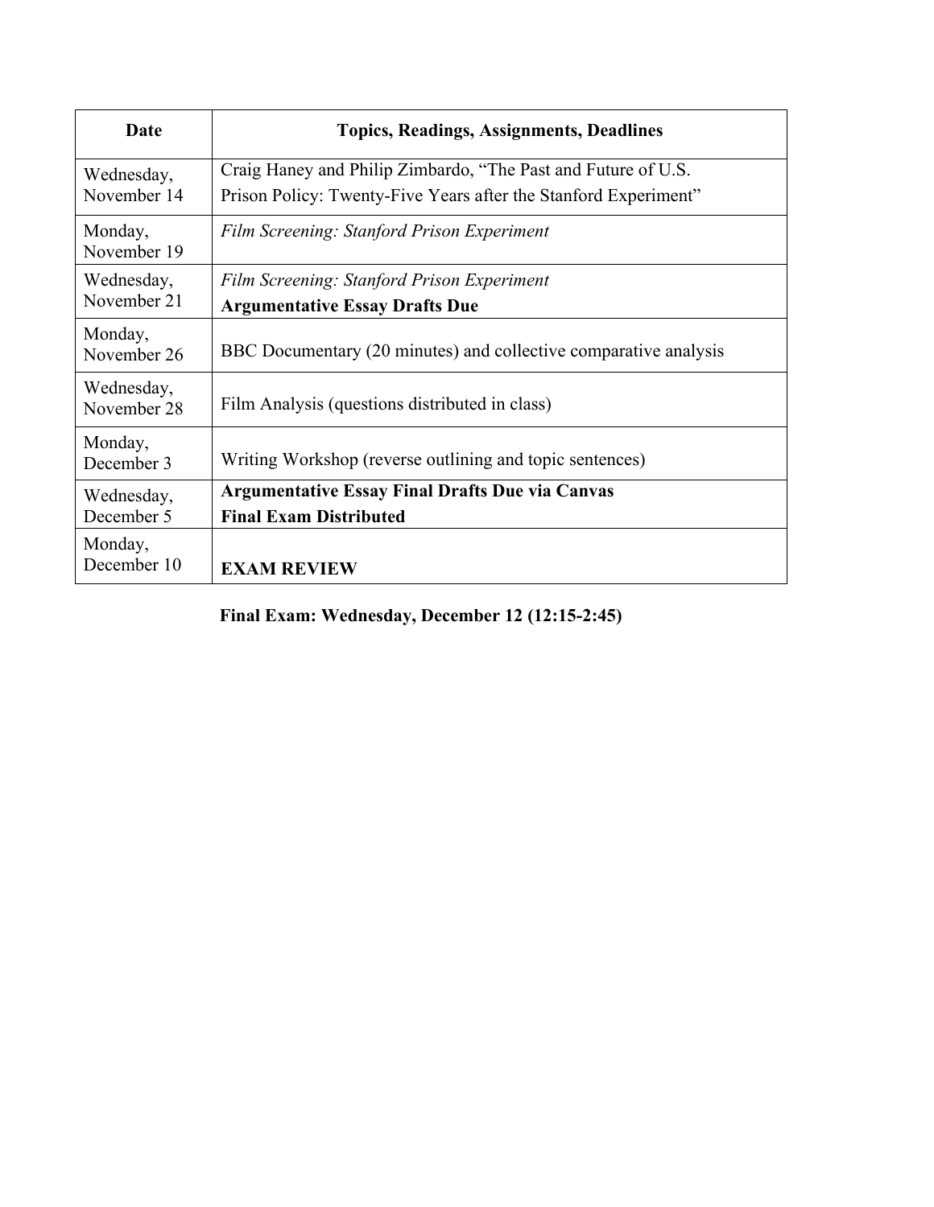| Date | Topics, Readings, Assignments, Deadlines |
|---|---|
| Wednesday, November 14 | Craig Haney and Philip Zimbardo, "The Past and Future of U.S. Prison Policy: Twenty-Five Years after the Stanford Experiment" |
| Monday, November 19 | *Film Screening: Stanford Prison Experiment* |
| Wednesday, November 21 | *Film Screening: Stanford Prison Experiment*<br>**Argumentative Essay Drafts Due** |
| Monday, November 26 | BBC Documentary (20 minutes) and collective comparative analysis |
| Wednesday, November 28 | Film Analysis (questions distributed in class) |
| Monday, December 3 | Writing Workshop (reverse outlining and topic sentences) |
| Wednesday, December 5 | **Argumentative Essay Final Drafts Due via Canvas**<br>**Final Exam Distributed** |
| Monday, December 10 | **EXAM REVIEW** |

**Final Exam: Wednesday, December 12 (12:15-2:45)**